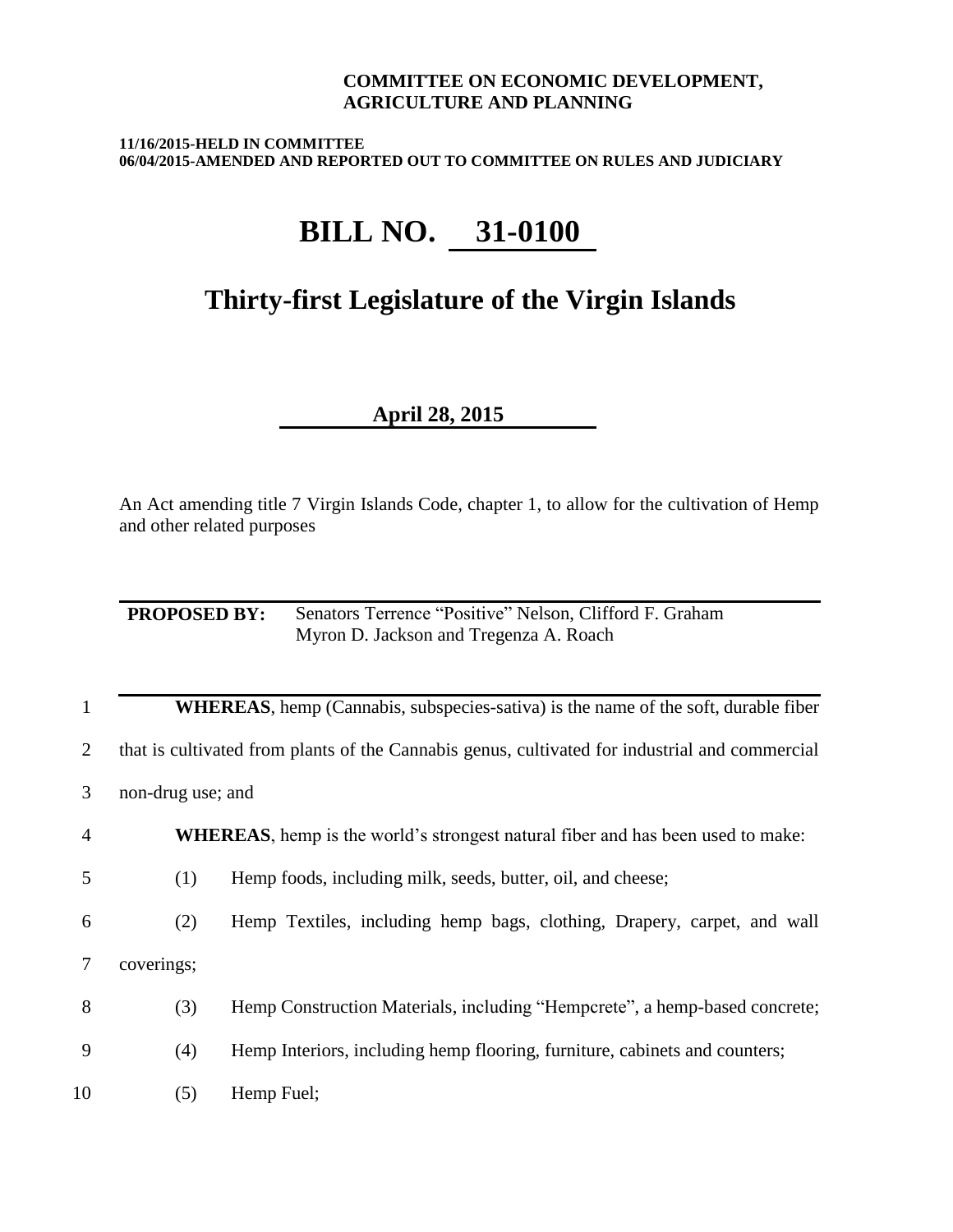**COMMITTEE ON ECONOMIC DEVELOPMENT, AGRICULTURE AND PLANNING**

**11/16/2015-HELD IN COMMITTEE**
**06/04/2015-AMENDED AND REPORTED OUT TO COMMITTEE ON RULES AND JUDICIARY**

# BILL NO. 31-0100

## Thirty-first Legislature of the Virgin Islands

**April 28, 2015**

An Act amending title 7 Virgin Islands Code, chapter 1, to allow for the cultivation of Hemp and other related purposes

---

**PROPOSED BY:** Senators Terrence "Positive" Nelson, Clifford F. Graham Myron D. Jackson and Tregenza A. Roach

---

1 **WHEREAS**, hemp (Cannabis, subspecies-sativa) is the name of the soft, durable fiber
2 that is cultivated from plants of the Cannabis genus, cultivated for industrial and commercial
3 non-drug use; and

4 **WHEREAS**, hemp is the world's strongest natural fiber and has been used to make:

5 (1) Hemp foods, including milk, seeds, butter, oil, and cheese;

6 (2) Hemp Textiles, including hemp bags, clothing, Drapery, carpet, and wall
7 coverings;

8 (3) Hemp Construction Materials, including "Hempcrete", a hemp-based concrete;

9 (4) Hemp Interiors, including hemp flooring, furniture, cabinets and counters;

10 (5) Hemp Fuel;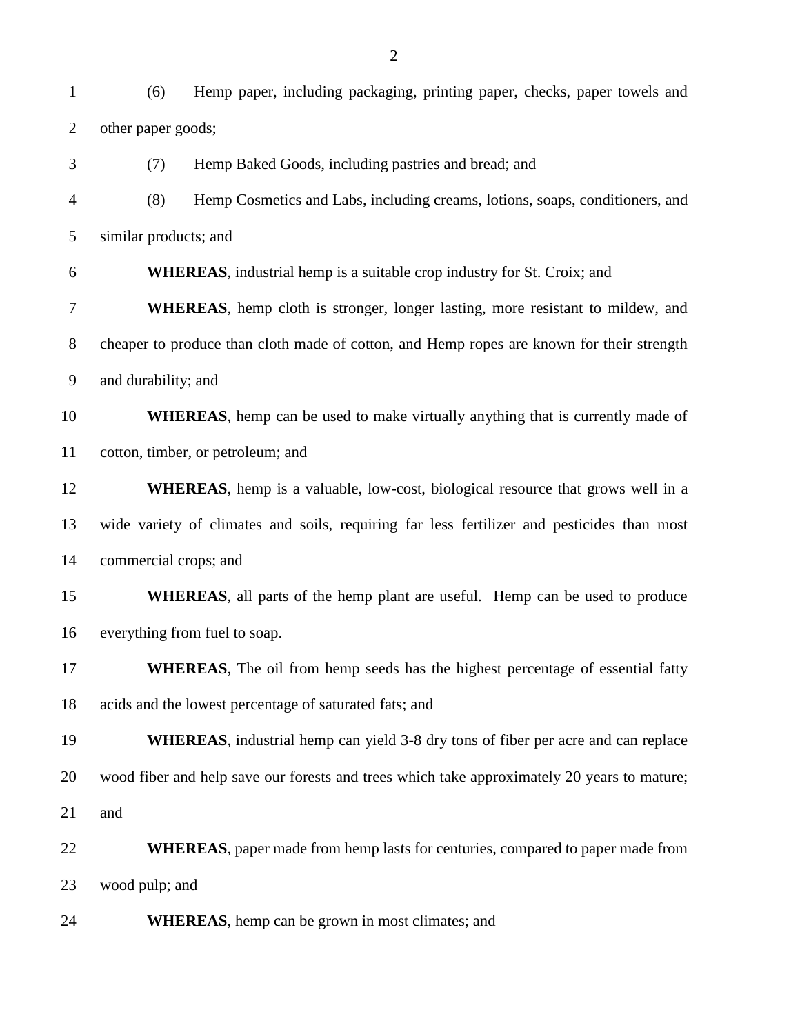(6) Hemp paper, including packaging, printing paper, checks, paper towels and other paper goods;

(7) Hemp Baked Goods, including pastries and bread; and

(8) Hemp Cosmetics and Labs, including creams, lotions, soaps, conditioners, and similar products; and

**WHEREAS**, industrial hemp is a suitable crop industry for St. Croix; and

**WHEREAS**, hemp cloth is stronger, longer lasting, more resistant to mildew, and cheaper to produce than cloth made of cotton, and Hemp ropes are known for their strength and durability; and

**WHEREAS**, hemp can be used to make virtually anything that is currently made of cotton, timber, or petroleum; and

**WHEREAS**, hemp is a valuable, low-cost, biological resource that grows well in a wide variety of climates and soils, requiring far less fertilizer and pesticides than most commercial crops; and

**WHEREAS**, all parts of the hemp plant are useful. Hemp can be used to produce everything from fuel to soap.

**WHEREAS**, The oil from hemp seeds has the highest percentage of essential fatty acids and the lowest percentage of saturated fats; and

**WHEREAS**, industrial hemp can yield 3-8 dry tons of fiber per acre and can replace wood fiber and help save our forests and trees which take approximately 20 years to mature; and

**WHEREAS**, paper made from hemp lasts for centuries, compared to paper made from wood pulp; and

**WHEREAS**, hemp can be grown in most climates; and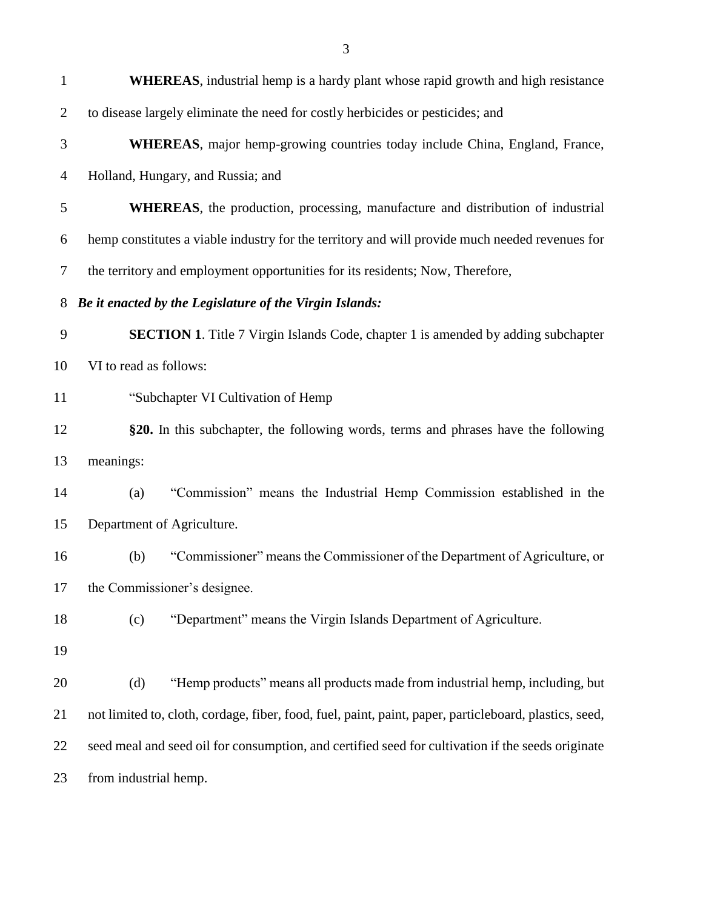**WHEREAS**, industrial hemp is a hardy plant whose rapid growth and high resistance to disease largely eliminate the need for costly herbicides or pesticides; and

**WHEREAS**, major hemp-growing countries today include China, England, France, Holland, Hungary, and Russia; and

**WHEREAS**, the production, processing, manufacture and distribution of industrial hemp constitutes a viable industry for the territory and will provide much needed revenues for the territory and employment opportunities for its residents; Now, Therefore,

***Be it enacted by the Legislature of the Virgin Islands:***

**SECTION 1**. Title 7 Virgin Islands Code, chapter 1 is amended by adding subchapter VI to read as follows:

"Subchapter VI Cultivation of Hemp

**§20.** In this subchapter, the following words, terms and phrases have the following meanings:

(a) "Commission" means the Industrial Hemp Commission established in the Department of Agriculture.

(b) "Commissioner" means the Commissioner of the Department of Agriculture, or the Commissioner's designee.

(c) "Department" means the Virgin Islands Department of Agriculture.

(d) "Hemp products" means all products made from industrial hemp, including, but not limited to, cloth, cordage, fiber, food, fuel, paint, paint, paper, particleboard, plastics, seed, seed meal and seed oil for consumption, and certified seed for cultivation if the seeds originate from industrial hemp.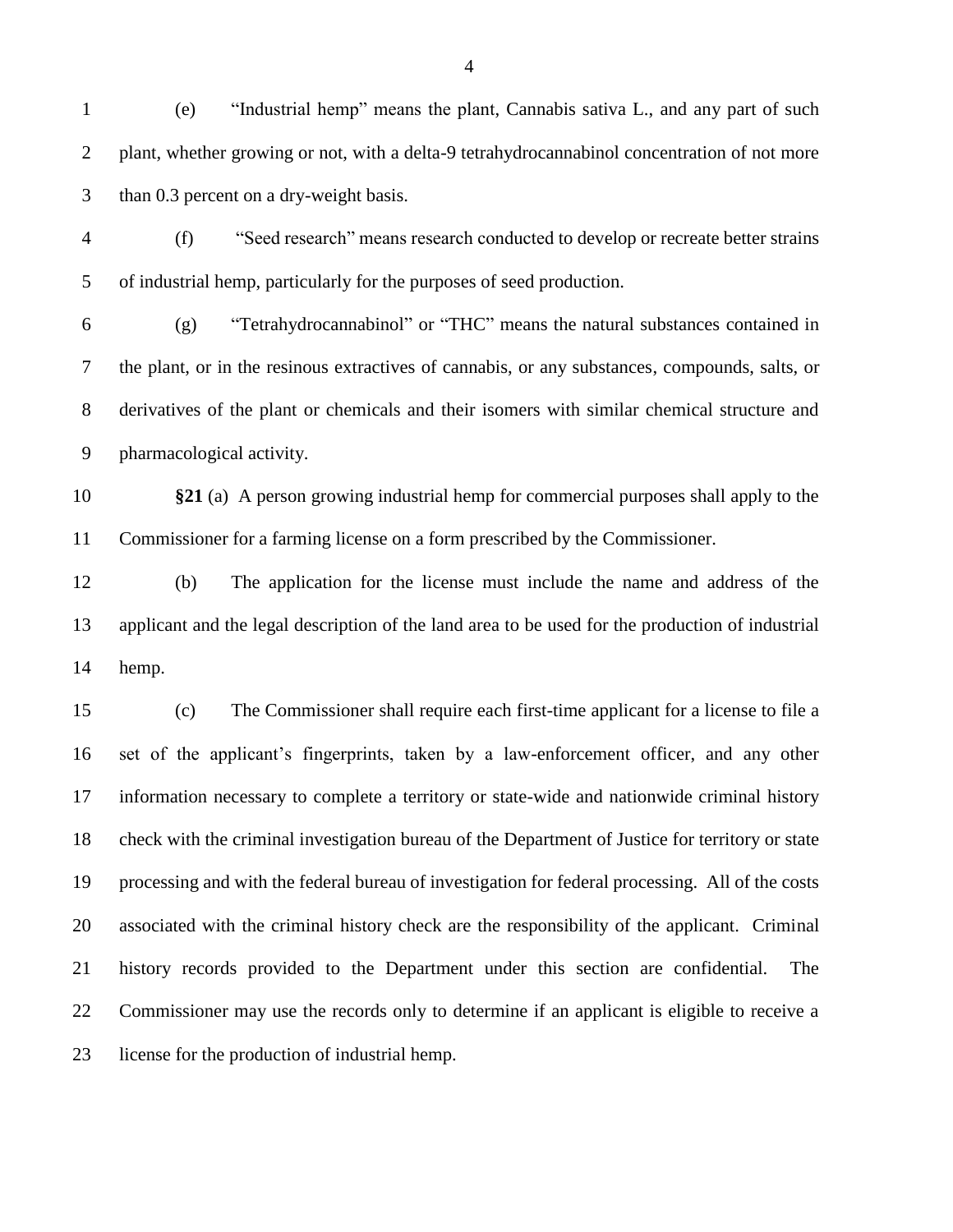(e) "Industrial hemp" means the plant, Cannabis sativa L., and any part of such plant, whether growing or not, with a delta-9 tetrahydrocannabinol concentration of not more than 0.3 percent on a dry-weight basis.

(f) "Seed research" means research conducted to develop or recreate better strains of industrial hemp, particularly for the purposes of seed production.

(g) "Tetrahydrocannabinol" or "THC" means the natural substances contained in the plant, or in the resinous extractives of cannabis, or any substances, compounds, salts, or derivatives of the plant or chemicals and their isomers with similar chemical structure and pharmacological activity.

**§21** (a) A person growing industrial hemp for commercial purposes shall apply to the Commissioner for a farming license on a form prescribed by the Commissioner.

(b) The application for the license must include the name and address of the applicant and the legal description of the land area to be used for the production of industrial hemp.

(c) The Commissioner shall require each first-time applicant for a license to file a set of the applicant's fingerprints, taken by a law-enforcement officer, and any other information necessary to complete a territory or state-wide and nationwide criminal history check with the criminal investigation bureau of the Department of Justice for territory or state processing and with the federal bureau of investigation for federal processing. All of the costs associated with the criminal history check are the responsibility of the applicant. Criminal history records provided to the Department under this section are confidential. The Commissioner may use the records only to determine if an applicant is eligible to receive a license for the production of industrial hemp.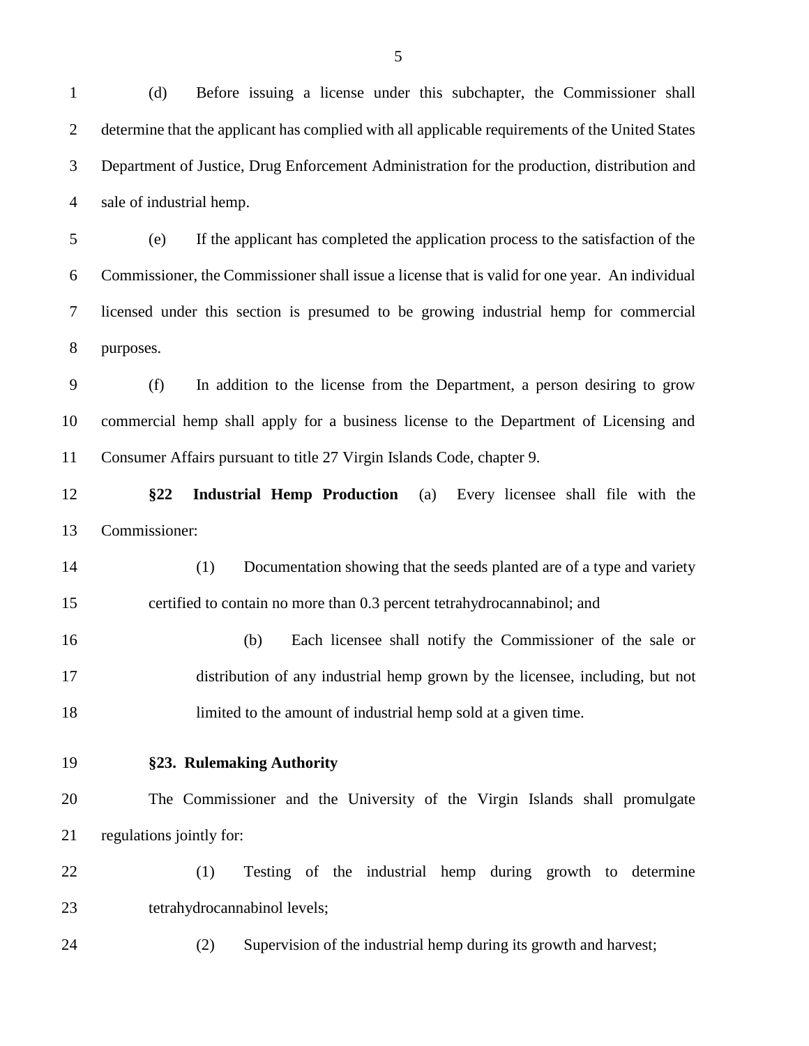(d) Before issuing a license under this subchapter, the Commissioner shall determine that the applicant has complied with all applicable requirements of the United States Department of Justice, Drug Enforcement Administration for the production, distribution and sale of industrial hemp.

(e) If the applicant has completed the application process to the satisfaction of the Commissioner, the Commissioner shall issue a license that is valid for one year. An individual licensed under this section is presumed to be growing industrial hemp for commercial purposes.

(f) In addition to the license from the Department, a person desiring to grow commercial hemp shall apply for a business license to the Department of Licensing and Consumer Affairs pursuant to title 27 Virgin Islands Code, chapter 9.

**§22 Industrial Hemp Production** (a) Every licensee shall file with the Commissioner:

(1) Documentation showing that the seeds planted are of a type and variety certified to contain no more than 0.3 percent tetrahydrocannabinol; and

(b) Each licensee shall notify the Commissioner of the sale or distribution of any industrial hemp grown by the licensee, including, but not limited to the amount of industrial hemp sold at a given time.

**§23. Rulemaking Authority**

The Commissioner and the University of the Virgin Islands shall promulgate regulations jointly for:

(1) Testing of the industrial hemp during growth to determine tetrahydrocannabinol levels;

(2) Supervision of the industrial hemp during its growth and harvest;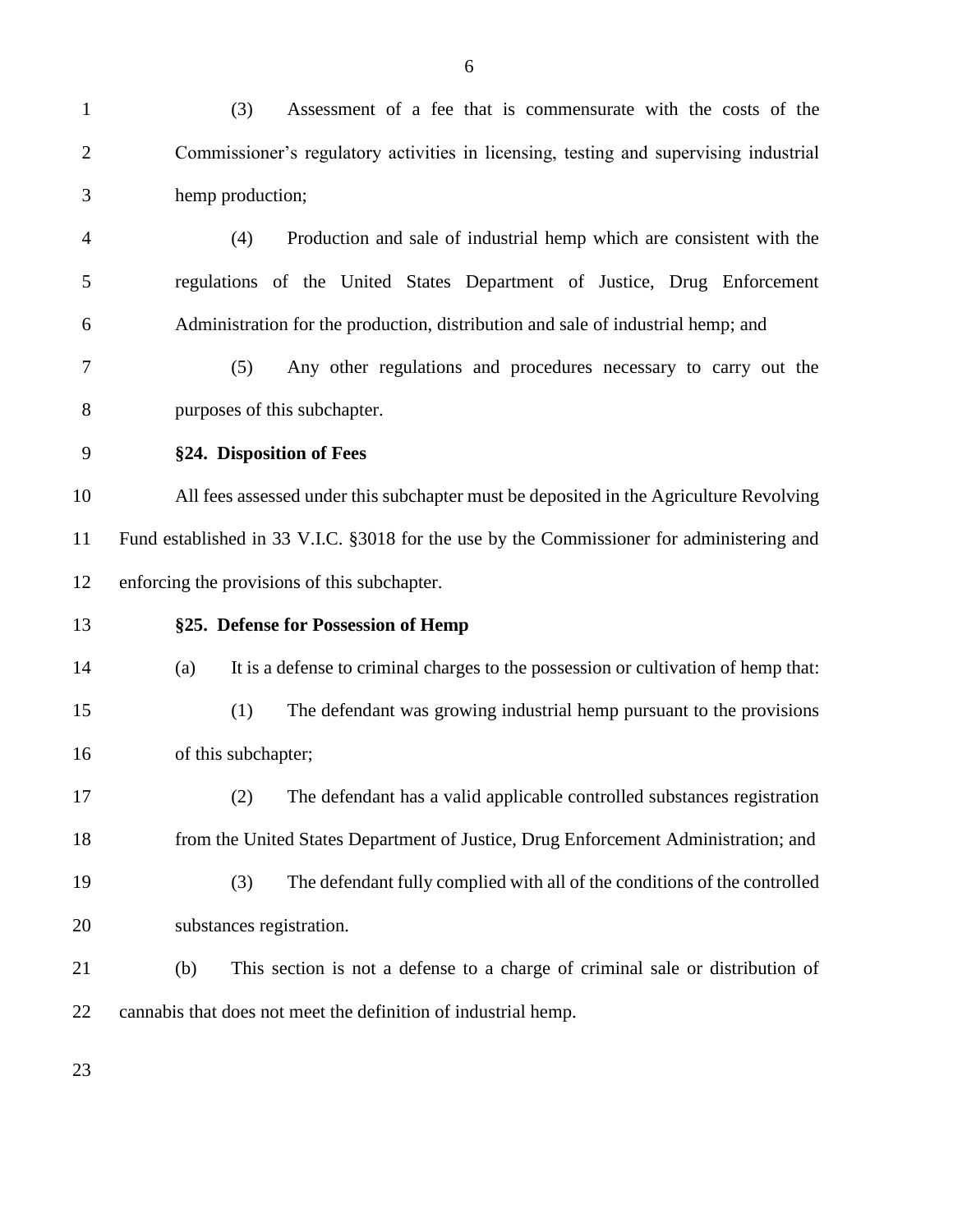(3) Assessment of a fee that is commensurate with the costs of the Commissioner's regulatory activities in licensing, testing and supervising industrial hemp production;

(4) Production and sale of industrial hemp which are consistent with the regulations of the United States Department of Justice, Drug Enforcement Administration for the production, distribution and sale of industrial hemp; and

(5) Any other regulations and procedures necessary to carry out the purposes of this subchapter.

**§24. Disposition of Fees**

All fees assessed under this subchapter must be deposited in the Agriculture Revolving Fund established in 33 V.I.C. §3018 for the use by the Commissioner for administering and enforcing the provisions of this subchapter.

**§25. Defense for Possession of Hemp**

(a) It is a defense to criminal charges to the possession or cultivation of hemp that:

(1) The defendant was growing industrial hemp pursuant to the provisions of this subchapter;

(2) The defendant has a valid applicable controlled substances registration from the United States Department of Justice, Drug Enforcement Administration; and

(3) The defendant fully complied with all of the conditions of the controlled substances registration.

(b) This section is not a defense to a charge of criminal sale or distribution of cannabis that does not meet the definition of industrial hemp.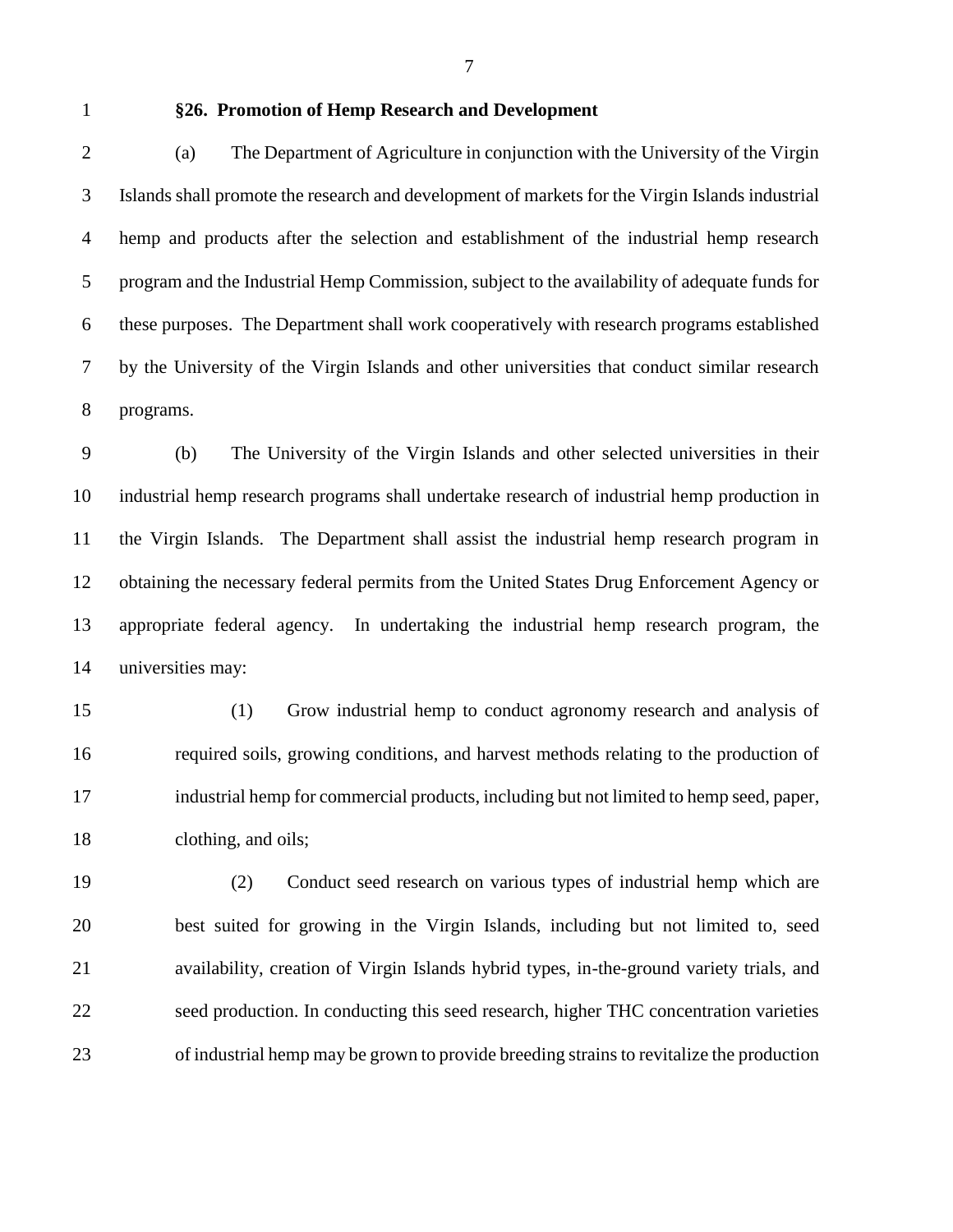**§26. Promotion of Hemp Research and Development**

(a) The Department of Agriculture in conjunction with the University of the Virgin Islands shall promote the research and development of markets for the Virgin Islands industrial hemp and products after the selection and establishment of the industrial hemp research program and the Industrial Hemp Commission, subject to the availability of adequate funds for these purposes. The Department shall work cooperatively with research programs established by the University of the Virgin Islands and other universities that conduct similar research programs.

(b) The University of the Virgin Islands and other selected universities in their industrial hemp research programs shall undertake research of industrial hemp production in the Virgin Islands. The Department shall assist the industrial hemp research program in obtaining the necessary federal permits from the United States Drug Enforcement Agency or appropriate federal agency. In undertaking the industrial hemp research program, the universities may:

(1) Grow industrial hemp to conduct agronomy research and analysis of required soils, growing conditions, and harvest methods relating to the production of industrial hemp for commercial products, including but not limited to hemp seed, paper, clothing, and oils;

(2) Conduct seed research on various types of industrial hemp which are best suited for growing in the Virgin Islands, including but not limited to, seed availability, creation of Virgin Islands hybrid types, in-the-ground variety trials, and seed production. In conducting this seed research, higher THC concentration varieties of industrial hemp may be grown to provide breeding strains to revitalize the production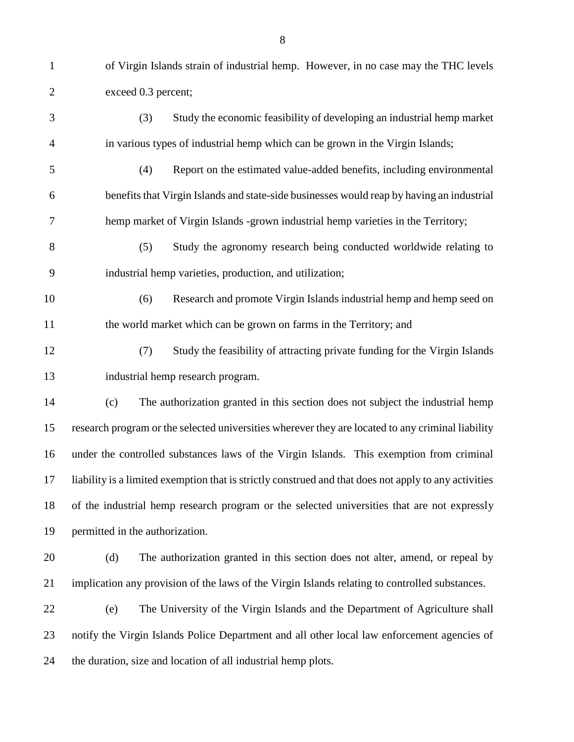of Virgin Islands strain of industrial hemp. However, in no case may the THC levels exceed 0.3 percent;

(3) Study the economic feasibility of developing an industrial hemp market in various types of industrial hemp which can be grown in the Virgin Islands;

(4) Report on the estimated value-added benefits, including environmental benefits that Virgin Islands and state-side businesses would reap by having an industrial hemp market of Virgin Islands -grown industrial hemp varieties in the Territory;

(5) Study the agronomy research being conducted worldwide relating to industrial hemp varieties, production, and utilization;

(6) Research and promote Virgin Islands industrial hemp and hemp seed on the world market which can be grown on farms in the Territory; and

(7) Study the feasibility of attracting private funding for the Virgin Islands industrial hemp research program.

(c) The authorization granted in this section does not subject the industrial hemp research program or the selected universities wherever they are located to any criminal liability under the controlled substances laws of the Virgin Islands. This exemption from criminal liability is a limited exemption that is strictly construed and that does not apply to any activities of the industrial hemp research program or the selected universities that are not expressly permitted in the authorization.

(d) The authorization granted in this section does not alter, amend, or repeal by implication any provision of the laws of the Virgin Islands relating to controlled substances.

(e) The University of the Virgin Islands and the Department of Agriculture shall notify the Virgin Islands Police Department and all other local law enforcement agencies of the duration, size and location of all industrial hemp plots.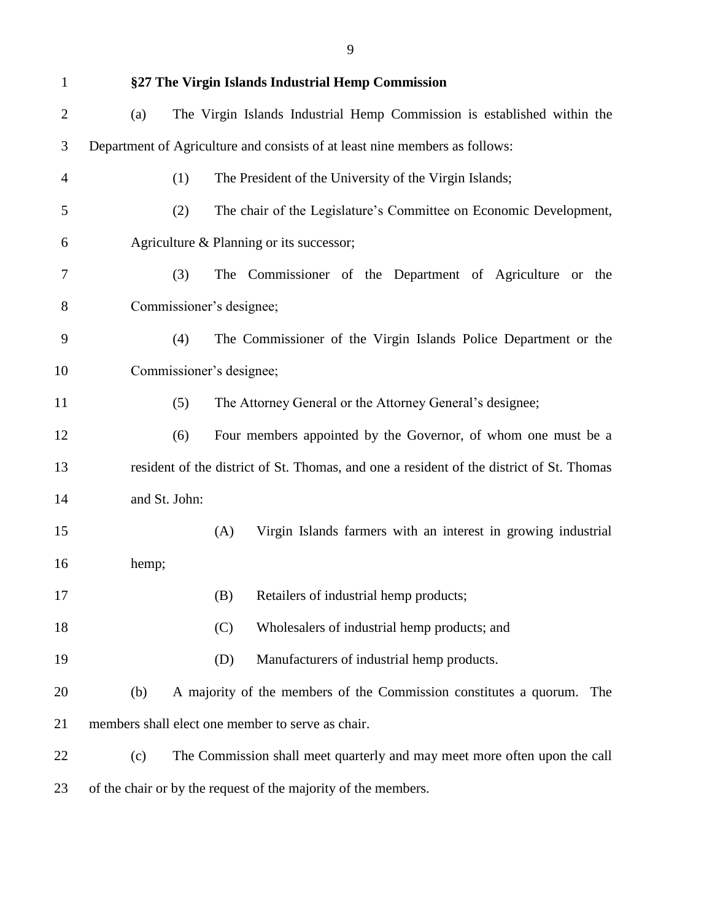**§27 The Virgin Islands Industrial Hemp Commission**

(a) The Virgin Islands Industrial Hemp Commission is established within the Department of Agriculture and consists of at least nine members as follows:

(1) The President of the University of the Virgin Islands;

(2) The chair of the Legislature's Committee on Economic Development, Agriculture & Planning or its successor;

(3) The Commissioner of the Department of Agriculture or the Commissioner's designee;

(4) The Commissioner of the Virgin Islands Police Department or the Commissioner's designee;

(5) The Attorney General or the Attorney General's designee;

(6) Four members appointed by the Governor, of whom one must be a resident of the district of St. Thomas, and one a resident of the district of St. Thomas and St. John:

(A) Virgin Islands farmers with an interest in growing industrial hemp;

(B) Retailers of industrial hemp products;

(C) Wholesalers of industrial hemp products; and

(D) Manufacturers of industrial hemp products.

(b) A majority of the members of the Commission constitutes a quorum. The members shall elect one member to serve as chair.

(c) The Commission shall meet quarterly and may meet more often upon the call of the chair or by the request of the majority of the members.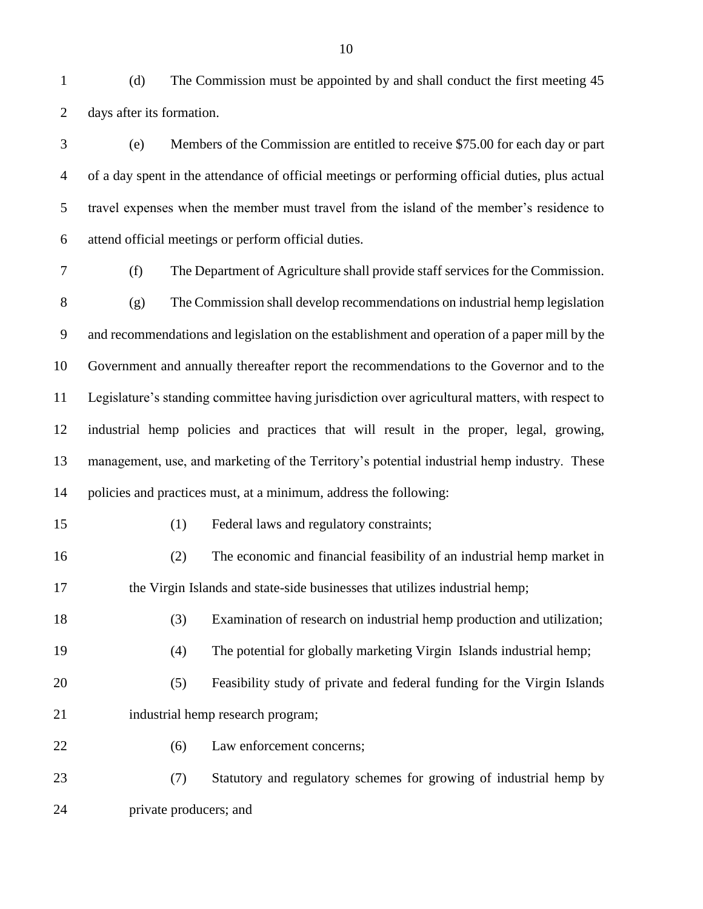(d) The Commission must be appointed by and shall conduct the first meeting 45 days after its formation.

(e) Members of the Commission are entitled to receive $75.00 for each day or part of a day spent in the attendance of official meetings or performing official duties, plus actual travel expenses when the member must travel from the island of the member's residence to attend official meetings or perform official duties.

(f) The Department of Agriculture shall provide staff services for the Commission.

(g) The Commission shall develop recommendations on industrial hemp legislation and recommendations and legislation on the establishment and operation of a paper mill by the Government and annually thereafter report the recommendations to the Governor and to the Legislature's standing committee having jurisdiction over agricultural matters, with respect to industrial hemp policies and practices that will result in the proper, legal, growing, management, use, and marketing of the Territory's potential industrial hemp industry. These policies and practices must, at a minimum, address the following:

(1) Federal laws and regulatory constraints;

(2) The economic and financial feasibility of an industrial hemp market in the Virgin Islands and state-side businesses that utilizes industrial hemp;

(3) Examination of research on industrial hemp production and utilization;

(4) The potential for globally marketing Virgin Islands industrial hemp;

(5) Feasibility study of private and federal funding for the Virgin Islands industrial hemp research program;

(6) Law enforcement concerns;

(7) Statutory and regulatory schemes for growing of industrial hemp by private producers; and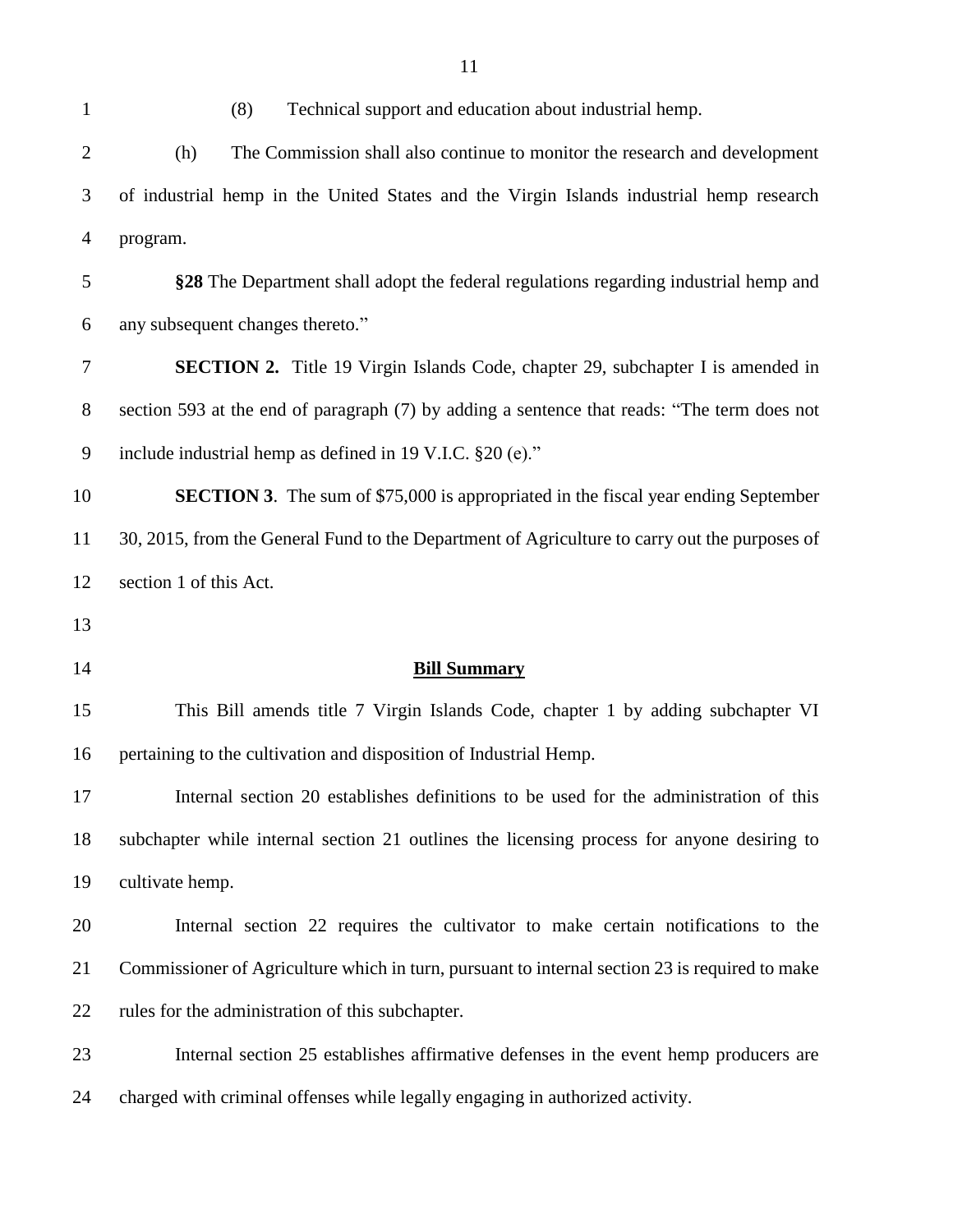(8) Technical support and education about industrial hemp.

(h) The Commission shall also continue to monitor the research and development of industrial hemp in the United States and the Virgin Islands industrial hemp research program.

**§28** The Department shall adopt the federal regulations regarding industrial hemp and any subsequent changes thereto."

**SECTION 2.** Title 19 Virgin Islands Code, chapter 29, subchapter I is amended in section 593 at the end of paragraph (7) by adding a sentence that reads: "The term does not include industrial hemp as defined in 19 V.I.C. §20 (e)."

**SECTION 3**. The sum of $75,000 is appropriated in the fiscal year ending September 30, 2015, from the General Fund to the Department of Agriculture to carry out the purposes of section 1 of this Act.

## Bill Summary

This Bill amends title 7 Virgin Islands Code, chapter 1 by adding subchapter VI pertaining to the cultivation and disposition of Industrial Hemp.

Internal section 20 establishes definitions to be used for the administration of this subchapter while internal section 21 outlines the licensing process for anyone desiring to cultivate hemp.

Internal section 22 requires the cultivator to make certain notifications to the Commissioner of Agriculture which in turn, pursuant to internal section 23 is required to make rules for the administration of this subchapter.

Internal section 25 establishes affirmative defenses in the event hemp producers are charged with criminal offenses while legally engaging in authorized activity.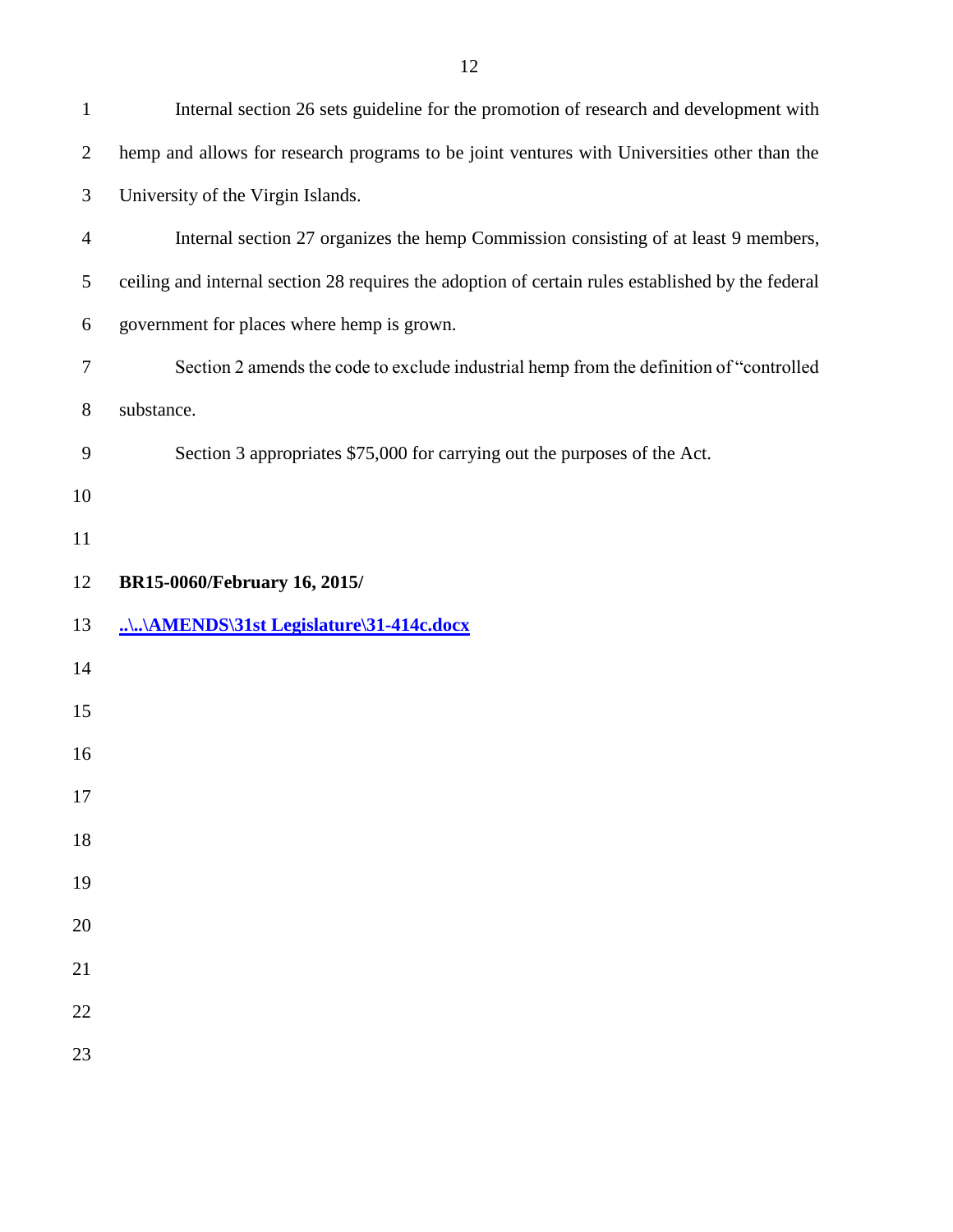Internal section 26 sets guideline for the promotion of research and development with hemp and allows for research programs to be joint ventures with Universities other than the University of the Virgin Islands.

Internal section 27 organizes the hemp Commission consisting of at least 9 members, ceiling and internal section 28 requires the adoption of certain rules established by the federal government for places where hemp is grown.

Section 2 amends the code to exclude industrial hemp from the definition of "controlled substance.

Section 3 appropriates $75,000 for carrying out the purposes of the Act.

**BR15-0060/February 16, 2015/**

**..\..\AMENDS\31st Legislature\31-414c.docx**